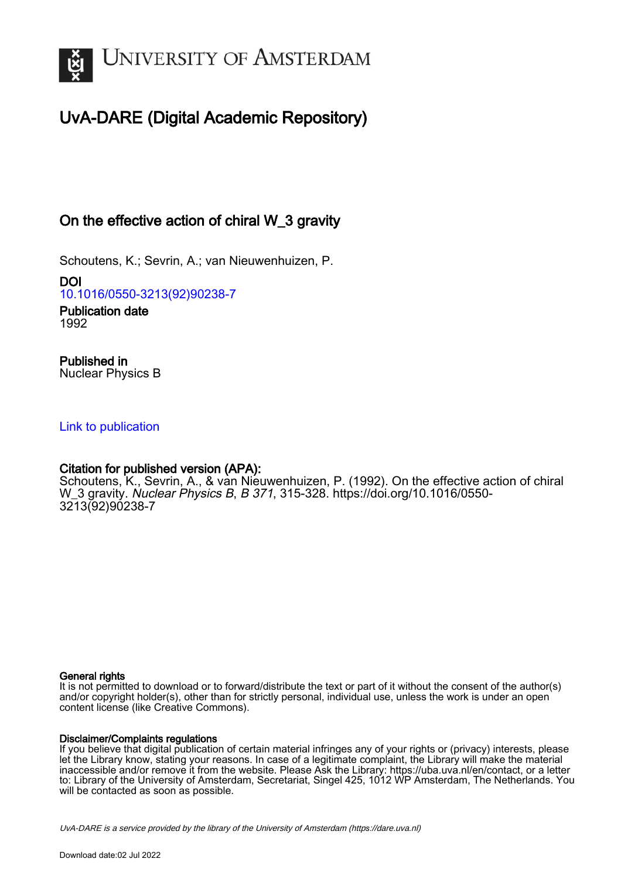# UNIVERSITY OF AMSTERDAM

## UvA-DARE (Digital Academic Repository)

### On the effective action of chiral W_3 gravity

Schoutens, K.; Sevrin, A.; van Nieuwenhuizen, P.

**DOI**
10.1016/0550-3213(92)90238-7

**Publication date**
1992

**Published in**
Nuclear Physics B

Link to publication

**Citation for published version (APA):**
Schoutens, K., Sevrin, A., & van Nieuwenhuizen, P. (1992). On the effective action of chiral W_3 gravity. *Nuclear Physics B*, *B 371*, 315-328. https://doi.org/10.1016/0550-3213(92)90238-7

**General rights**
It is not permitted to download or to forward/distribute the text or part of it without the consent of the author(s) and/or copyright holder(s), other than for strictly personal, individual use, unless the work is under an open content license (like Creative Commons).

**Disclaimer/Complaints regulations**
If you believe that digital publication of certain material infringes any of your rights or (privacy) interests, please let the Library know, stating your reasons. In case of a legitimate complaint, the Library will make the material inaccessible and/or remove it from the website. Please Ask the Library: https://uba.uva.nl/en/contact, or a letter to: Library of the University of Amsterdam, Secretariat, Singel 425, 1012 WP Amsterdam, The Netherlands. You will be contacted as soon as possible.

UvA-DARE is a service provided by the library of the University of Amsterdam (https://dare.uva.nl)

Download date:02 Jul 2022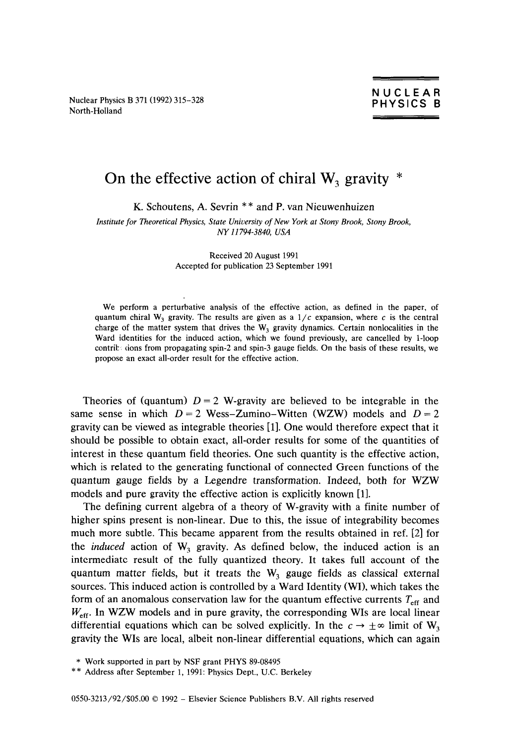On the effective action of chiral $W_3$ gravity *

K. Schoutens, A. Sevrin ** and P. van Nieuwenhuizen

*Institute for Theoretical Physics, State University of New York at Stony Brook, Stony Brook, NY 11794-3840, USA*

Received 20 August 1991
Accepted for publication 23 September 1991

We perform a perturbative analysis of the effective action, as defined in the paper, of quantum chiral $W_3$ gravity. The results are given as a $1/c$ expansion, where $c$ is the central charge of the matter system that drives the $W_3$ gravity dynamics. Certain nonlocalities in the Ward identities for the induced action, which we found previously, are cancelled by 1-loop contributions from propagating spin-2 and spin-3 gauge fields. On the basis of these results, we propose an exact all-order result for the effective action.

Theories of (quantum) $D = 2$ W-gravity are believed to be integrable in the same sense in which $D = 2$ Wess–Zumino–Witten (WZW) models and $D = 2$ gravity can be viewed as integrable theories [1]. One would therefore expect that it should be possible to obtain exact, all-order results for some of the quantities of interest in these quantum field theories. One such quantity is the effective action, which is related to the generating functional of connected Green functions of the quantum gauge fields by a Legendre transformation. Indeed, both for WZW models and pure gravity the effective action is explicitly known [1].

The defining current algebra of a theory of W-gravity with a finite number of higher spins present is non-linear. Due to this, the issue of integrability becomes much more subtle. This became apparent from the results obtained in ref. [2] for the *induced* action of $W_3$ gravity. As defined below, the induced action is an intermediate result of the fully quantized theory. It takes full account of the quantum matter fields, but it treats the $W_3$ gauge fields as classical external sources. This induced action is controlled by a Ward Identity (WI), which takes the form of an anomalous conservation law for the quantum effective currents $T_{\text{eff}}$ and $W_{\text{eff}}$. In WZW models and in pure gravity, the corresponding WIs are local linear differential equations which can be solved explicitly. In the $c \to \pm\infty$ limit of $W_3$ gravity the WIs are local, albeit non-linear differential equations, which can again

* Work supported in part by NSF grant PHYS 89-08495

** Address after September 1, 1991: Physics Dept., U.C. Berkeley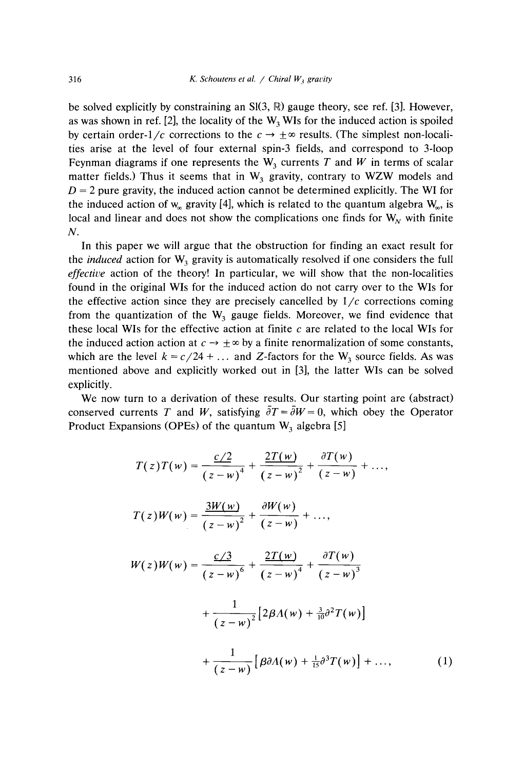be solved explicitly by constraining an Sl(3, $\mathbb{R}$) gauge theory, see ref. [3]. However, as was shown in ref. [2], the locality of the $W_3$ WIs for the induced action is spoiled by certain order-$1/c$ corrections to the $c \to \pm\infty$ results. (The simplest non-localities arise at the level of four external spin-3 fields, and correspond to 3-loop Feynman diagrams if one represents the $W_3$ currents $T$ and $W$ in terms of scalar matter fields.) Thus it seems that in $W_3$ gravity, contrary to WZW models and $D = 2$ pure gravity, the induced action cannot be determined explicitly. The WI for the induced action of $w_\infty$ gravity [4], which is related to the quantum algebra $W_\infty$, is local and linear and does not show the complications one finds for $W_N$ with finite $N$.

In this paper we will argue that the obstruction for finding an exact result for the *induced* action for $W_3$ gravity is automatically resolved if one considers the full *effective* action of the theory! In particular, we will show that the non-localities found in the original WIs for the induced action do not carry over to the WIs for the effective action since they are precisely cancelled by $1/c$ corrections coming from the quantization of the $W_3$ gauge fields. Moreover, we find evidence that these local WIs for the effective action at finite $c$ are related to the local WIs for the induced action action at $c \to \pm\infty$ by a finite renormalization of some constants, which are the level $k = c/24 + \dots$ and $Z$-factors for the $W_3$ source fields. As was mentioned above and explicitly worked out in [3], the latter WIs can be solved explicitly.

We now turn to a derivation of these results. Our starting point are (abstract) conserved currents $T$ and $W$, satisfying $\bar{\partial}T = \bar{\partial}W = 0$, which obey the Operator Product Expansions (OPEs) of the quantum $W_3$ algebra [5]

$$
\begin{aligned}
T(z)T(w) &= \frac{c/2}{(z-w)^4} + \frac{2T(w)}{(z-w)^2} + \frac{\partial T(w)}{(z-w)} + \dots, \\
T(z)W(w) &= \frac{3W(w)}{(z-w)^2} + \frac{\partial W(w)}{(z-w)} + \dots, \\
W(z)W(w) &= \frac{c/3}{(z-w)^6} + \frac{2T(w)}{(z-w)^4} + \frac{\partial T(w)}{(z-w)^3} \\
&\quad + \frac{1}{(z-w)^2}\left[2\beta\Lambda(w) + \tfrac{3}{10}\partial^2 T(w)\right] \\
&\quad + \frac{1}{(z-w)}\left[\beta\partial\Lambda(w) + \tfrac{1}{15}\partial^3 T(w)\right] + \dots,
\end{aligned}
\tag{1}
$$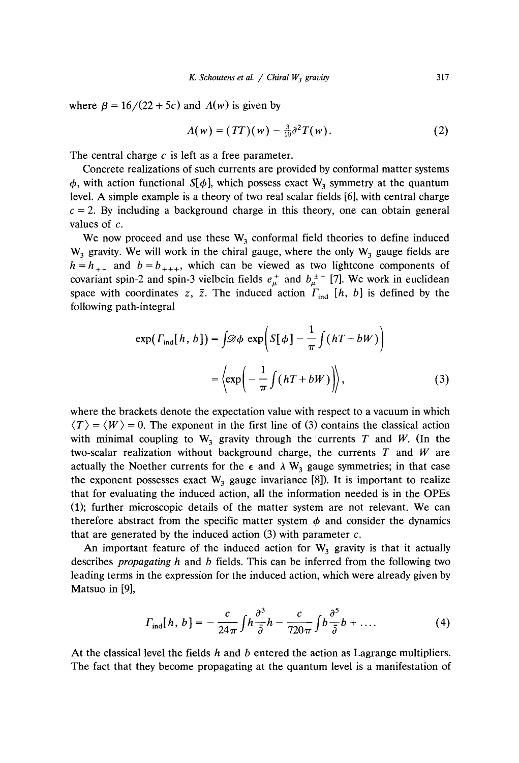where $\beta = 16/(22+5c)$ and $\Lambda(w)$ is given by

$$\Lambda(w) = (TT)(w) - \tfrac{3}{10}\partial^2 T(w). \tag{2}$$

The central charge $c$ is left as a free parameter.

Concrete realizations of such currents are provided by conformal matter systems $\phi$, with action functional $S[\phi]$, which possess exact $W_3$ symmetry at the quantum level. A simple example is a theory of two real scalar fields [6], with central charge $c = 2$. By including a background charge in this theory, one can obtain general values of $c$.

We now proceed and use these $W_3$ conformal field theories to define induced $W_3$ gravity. We will work in the chiral gauge, where the only $W_3$ gauge fields are $h = h_{++}$ and $b = b_{+++}$, which can be viewed as two lightcone components of covariant spin-2 and spin-3 vielbein fields $e_\mu^\pm$ and $b_\mu^{\pm\pm}$ [7]. We work in euclidean space with coordinates $z$, $\bar{z}$. The induced action $\Gamma_{\text{ind}}[h, b]$ is defined by the following path-integral

$$\begin{aligned}\exp(\Gamma_{\text{ind}}[h, b]) &= \int \mathcal{D}\phi \, \exp\left(S[\phi] - \frac{1}{\pi}\int (hT + bW)\right) \\ &= \left\langle \exp\left(-\frac{1}{\pi}\int (hT + bW)\right)\right\rangle,\end{aligned} \tag{3}$$

where the brackets denote the expectation value with respect to a vacuum in which $\langle T \rangle = \langle W \rangle = 0$. The exponent in the first line of (3) contains the classical action with minimal coupling to $W_3$ gravity through the currents $T$ and $W$. (In the two-scalar realization without background charge, the currents $T$ and $W$ are actually the Noether currents for the $\epsilon$ and $\lambda$ $W_3$ gauge symmetries; in that case the exponent possesses exact $W_3$ gauge invariance [8]). It is important to realize that for evaluating the induced action, all the information needed is in the OPEs (1); further microscopic details of the matter system are not relevant. We can therefore abstract from the specific matter system $\phi$ and consider the dynamics that are generated by the induced action (3) with parameter $c$.

An important feature of the induced action for $W_3$ gravity is that it actually describes *propagating* $h$ and $b$ fields. This can be inferred from the following two leading terms in the expression for the induced action, which were already given by Matsuo in [9],

$$\Gamma_{\text{ind}}[h, b] = -\frac{c}{24\pi}\int h \frac{\partial^3}{\bar{\partial}} h - \frac{c}{720\pi}\int b \frac{\partial^5}{\bar{\partial}} b + \dots. \tag{4}$$

At the classical level the fields $h$ and $b$ entered the action as Lagrange multipliers. The fact that they become propagating at the quantum level is a manifestation of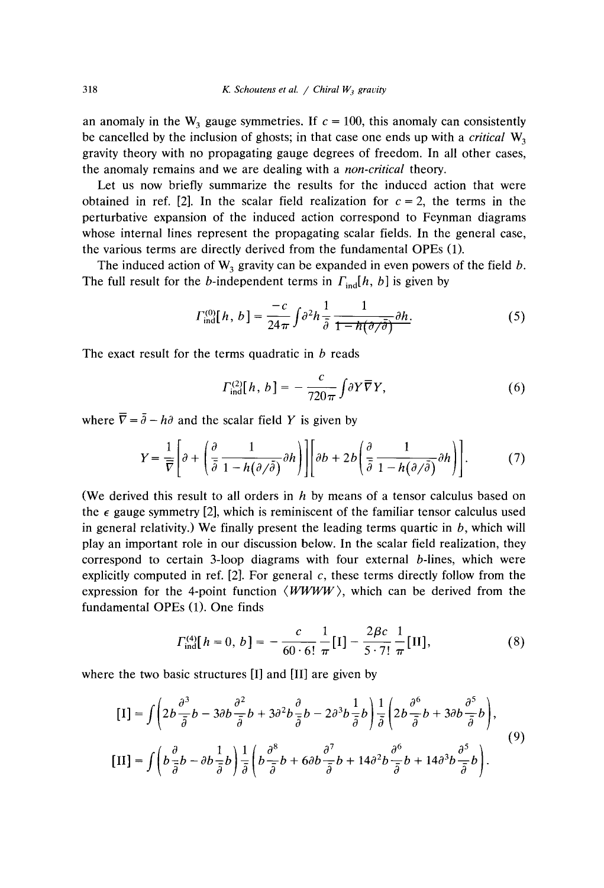an anomaly in the $W_3$ gauge symmetries. If $c = 100$, this anomaly can consistently be cancelled by the inclusion of ghosts; in that case one ends up with a *critical* $W_3$ gravity theory with no propagating gauge degrees of freedom. In all other cases, the anomaly remains and we are dealing with a *non-critical* theory.

Let us now briefly summarize the results for the induced action that were obtained in ref. [2]. In the scalar field realization for $c = 2$, the terms in the perturbative expansion of the induced action correspond to Feynman diagrams whose internal lines represent the propagating scalar fields. In the general case, the various terms are directly derived from the fundamental OPEs (1).

The induced action of $W_3$ gravity can be expanded in even powers of the field $b$. The full result for the $b$-independent terms in $\Gamma_{\text{ind}}[h, b]$ is given by

$$\Gamma_{\text{ind}}^{(0)}[h, b] = \frac{-c}{24\pi} \int \partial^2 h \frac{1}{\bar{\partial}} \frac{1}{1 - h(\partial/\bar{\partial})} \partial h. \tag{5}$$

The exact result for the terms quadratic in $b$ reads

$$\Gamma_{\text{ind}}^{(2)}[h, b] = -\frac{c}{720\pi} \int \partial Y \bar{\nabla} Y, \tag{6}$$

where $\bar{\nabla} = \bar{\partial} - h\partial$ and the scalar field $Y$ is given by

$$Y = \frac{1}{\bar{\nabla}} \left[ \partial + \left( \frac{\partial}{\bar{\partial}} \frac{1}{1 - h(\partial/\bar{\partial})} \partial h \right) \right] \left[ \partial b + 2b \left( \frac{\partial}{\bar{\partial}} \frac{1}{1 - h(\partial/\bar{\partial})} \partial h \right) \right]. \tag{7}$$

(We derived this result to all orders in $h$ by means of a tensor calculus based on the $\epsilon$ gauge symmetry [2], which is reminiscent of the familiar tensor calculus used in general relativity.) We finally present the leading terms quartic in $b$, which will play an important role in our discussion below. In the scalar field realization, they correspond to certain 3-loop diagrams with four external $b$-lines, which were explicitly computed in ref. [2]. For general $c$, these terms directly follow from the expression for the 4-point function $\langle WWWW \rangle$, which can be derived from the fundamental OPEs (1). One finds

$$\Gamma_{\text{ind}}^{(4)}[h = 0, b] = -\frac{c}{60 \cdot 6!} \frac{1}{\pi} [\text{I}] - \frac{2\beta c}{5 \cdot 7!} \frac{1}{\pi} [\text{II}], \tag{8}$$

where the two basic structures [I] and [II] are given by

$$\begin{aligned}
[\text{I}] &= \int \left( 2b \frac{\partial^3}{\bar{\partial}} b - 3\partial b \frac{\partial^2}{\bar{\partial}} b + 3\partial^2 b \frac{\partial}{\bar{\partial}} b - 2\partial^3 b \frac{1}{\bar{\partial}} b \right) \frac{1}{\bar{\partial}} \left( 2b \frac{\partial^6}{\bar{\partial}} b + 3\partial b \frac{\partial^5}{\bar{\partial}} b \right), \\
[\text{II}] &= \int \left( b \frac{\partial}{\bar{\partial}} b - \partial b \frac{1}{\bar{\partial}} b \right) \frac{1}{\bar{\partial}} \left( b \frac{\partial^8}{\bar{\partial}} b + 6\partial b \frac{\partial^7}{\bar{\partial}} b + 14\partial^2 b \frac{\partial^6}{\bar{\partial}} b + 14\partial^3 b \frac{\partial^5}{\bar{\partial}} b \right).
\end{aligned} \tag{9}$$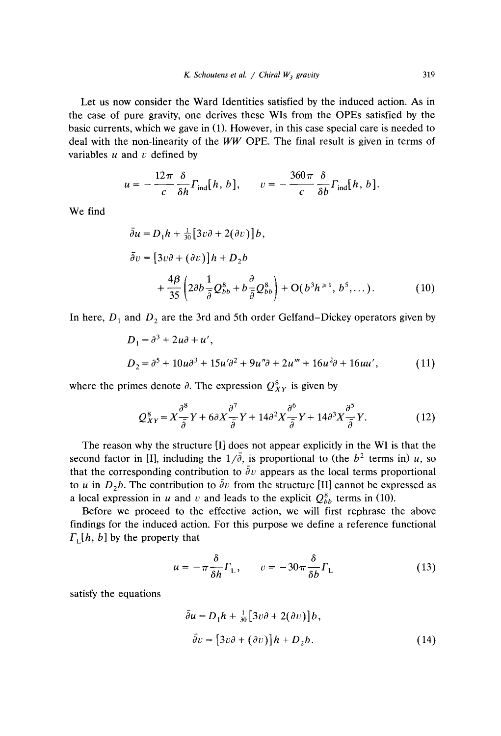Let us now consider the Ward Identities satisfied by the induced action. As in the case of pure gravity, one derives these WIs from the OPEs satisfied by the basic currents, which we gave in (1). However, in this case special care is needed to deal with the non-linearity of the $WW$ OPE. The final result is given in terms of variables $u$ and $v$ defined by

$$u = -\frac{12\pi}{c}\frac{\delta}{\delta h}\Gamma_{\text{ind}}[h, b], \qquad v = -\frac{360\pi}{c}\frac{\delta}{\delta b}\Gamma_{\text{ind}}[h, b].$$

We find

$$\begin{aligned}
\bar{\partial} u &= D_1 h + \tfrac{1}{30}[3v\partial + 2(\partial v)]b, \\
\bar{\partial} v &= [3v\partial + (\partial v)]h + D_2 b \\
&\quad + \frac{4\beta}{35}\left(2\partial b \frac{1}{\bar{\partial}} Q^8_{bb} + b\frac{\partial}{\bar{\partial}} Q^8_{bb}\right) + \mathrm{O}(b^3 h^{\geq 1}, b^5, \ldots).
\end{aligned} \tag{10}$$

In here, $D_1$ and $D_2$ are the 3rd and 5th order Gelfand–Dickey operators given by

$$\begin{aligned}
D_1 &= \partial^3 + 2u\partial + u', \\
D_2 &= \partial^5 + 10u\partial^3 + 15u'\partial^2 + 9u''\partial + 2u''' + 16u^2\partial + 16uu',
\end{aligned} \tag{11}$$

where the primes denote $\partial$. The expression $Q^8_{XY}$ is given by

$$Q^8_{XY} = X\frac{\partial^8}{\bar{\partial}}Y + 6\partial X\frac{\partial^7}{\bar{\partial}}Y + 14\partial^2 X\frac{\partial^6}{\bar{\partial}}Y + 14\partial^3 X\frac{\partial^5}{\bar{\partial}}Y. \tag{12}$$

The reason why the structure [I] does not appear explicitly in the WI is that the second factor in [I], including the $1/\bar{\partial}$, is proportional to (the $b^2$ terms in) $u$, so that the corresponding contribution to $\bar{\partial} v$ appears as the local terms proportional to $u$ in $D_2 b$. The contribution to $\bar{\partial} v$ from the structure [II] cannot be expressed as a local expression in $u$ and $v$ and leads to the explicit $Q^8_{bb}$ terms in (10).

Before we proceed to the effective action, we will first rephrase the above findings for the induced action. For this purpose we define a reference functional $\Gamma_{\text{L}}[h, b]$ by the property that

$$u = -\pi\frac{\delta}{\delta h}\Gamma_{\text{L}}, \qquad v = -30\pi\frac{\delta}{\delta b}\Gamma_{\text{L}} \tag{13}$$

satisfy the equations

$$\begin{aligned}
\bar{\partial} u &= D_1 h + \tfrac{1}{30}[3v\partial + 2(\partial v)]b, \\
\bar{\partial} v &= [3v\partial + (\partial v)]h + D_2 b.
\end{aligned} \tag{14}$$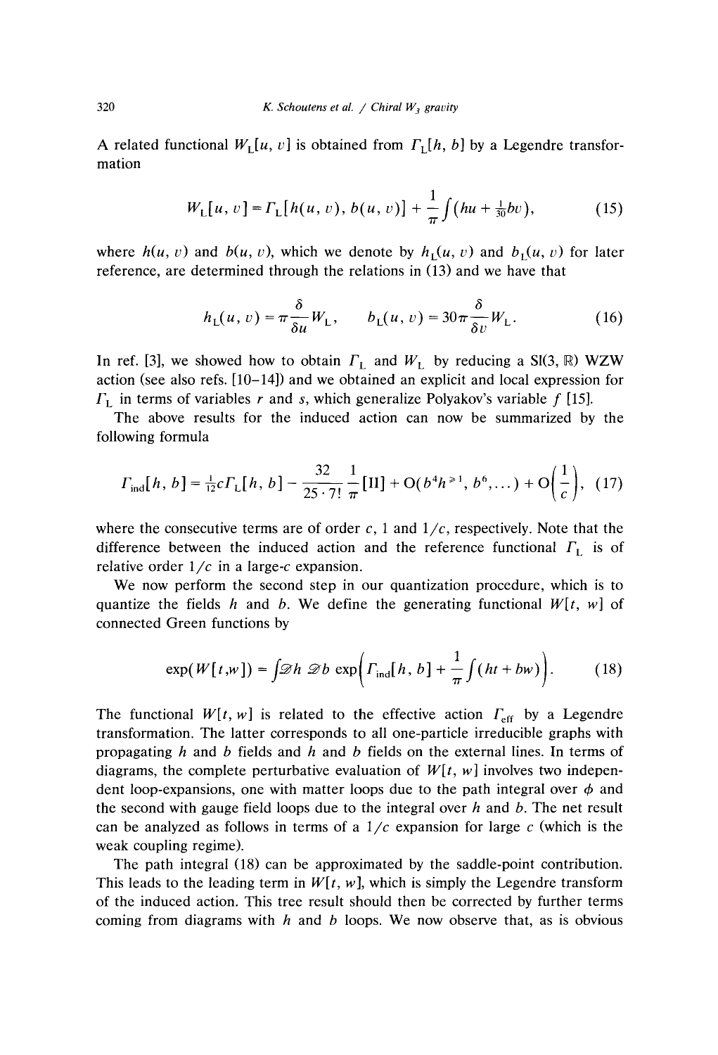A related functional $W_L[u, v]$ is obtained from $\Gamma_L[h, b]$ by a Legendre transformation

$$W_L[u, v] = \Gamma_L[h(u, v), b(u, v)] + \frac{1}{\pi}\int (hu + \tfrac{1}{30}bv), \tag{15}$$

where $h(u, v)$ and $b(u, v)$, which we denote by $h_L(u, v)$ and $b_L(u, v)$ for later reference, are determined through the relations in (13) and we have that

$$h_L(u, v) = \pi \frac{\delta}{\delta u} W_L, \qquad b_L(u, v) = 30\pi \frac{\delta}{\delta v} W_L. \tag{16}$$

In ref. [3], we showed how to obtain $\Gamma_L$ and $W_L$ by reducing a $Sl(3, \mathbb{R})$ WZW action (see also refs. [10–14]) and we obtained an explicit and local expression for $\Gamma_L$ in terms of variables $r$ and $s$, which generalize Polyakov's variable $f$ [15].

The above results for the induced action can now be summarized by the following formula

$$\Gamma_{\text{ind}}[h, b] = \tfrac{1}{12}c\Gamma_L[h, b] - \frac{32}{25 \cdot 7!}\frac{1}{\pi}[\text{II}] + O(b^4 h^{\geq 1}, b^6, \dots) + O\left(\frac{1}{c}\right), \tag{17}$$

where the consecutive terms are of order $c$, 1 and $1/c$, respectively. Note that the difference between the induced action and the reference functional $\Gamma_L$ is of relative order $1/c$ in a large-$c$ expansion.

We now perform the second step in our quantization procedure, which is to quantize the fields $h$ and $b$. We define the generating functional $W[t, w]$ of connected Green functions by

$$\exp(W[t, w]) = \int \mathcal{D}h\, \mathcal{D}b\, \exp\left(\Gamma_{\text{ind}}[h, b] + \frac{1}{\pi}\int (ht + bw)\right). \tag{18}$$

The functional $W[t, w]$ is related to the effective action $\Gamma_{\text{eff}}$ by a Legendre transformation. The latter corresponds to all one-particle irreducible graphs with propagating $h$ and $b$ fields and $h$ and $b$ fields on the external lines. In terms of diagrams, the complete perturbative evaluation of $W[t, w]$ involves two independent loop-expansions, one with matter loops due to the path integral over $\phi$ and the second with gauge field loops due to the integral over $h$ and $b$. The net result can be analyzed as follows in terms of a $1/c$ expansion for large $c$ (which is the weak coupling regime).

The path integral (18) can be approximated by the saddle-point contribution. This leads to the leading term in $W[t, w]$, which is simply the Legendre transform of the induced action. This tree result should then be corrected by further terms coming from diagrams with $h$ and $b$ loops. We now observe that, as is obvious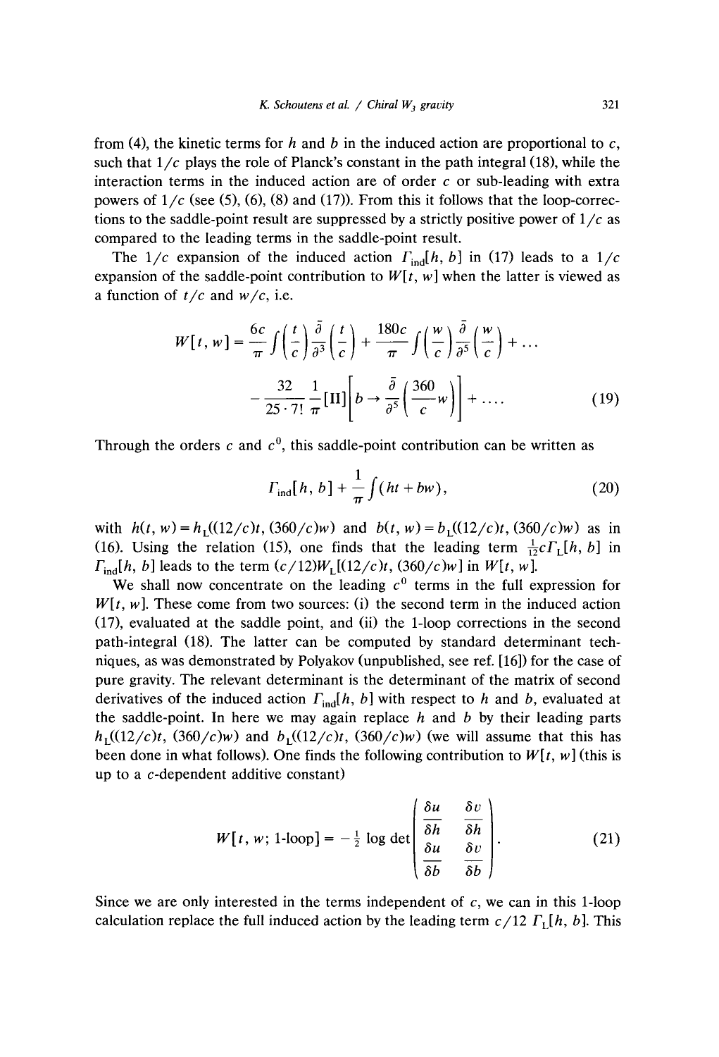from (4), the kinetic terms for $h$ and $b$ in the induced action are proportional to $c$, such that $1/c$ plays the role of Planck's constant in the path integral (18), while the interaction terms in the induced action are of order $c$ or sub-leading with extra powers of $1/c$ (see (5), (6), (8) and (17)). From this it follows that the loop-corrections to the saddle-point result are suppressed by a strictly positive power of $1/c$ as compared to the leading terms in the saddle-point result.

The $1/c$ expansion of the induced action $\Gamma_{\text{ind}}[h, b]$ in (17) leads to a $1/c$ expansion of the saddle-point contribution to $W[t, w]$ when the latter is viewed as a function of $t/c$ and $w/c$, i.e.

$$
\begin{aligned}
W[t, w] &= \frac{6c}{\pi} \int \left(\frac{t}{c}\right) \frac{\bar{\partial}}{\partial^3} \left(\frac{t}{c}\right) + \frac{180c}{\pi} \int \left(\frac{w}{c}\right) \frac{\bar{\partial}}{\partial^5} \left(\frac{w}{c}\right) + \dots \\
&\quad - \frac{32}{25 \cdot 7!} \frac{1}{\pi} [\text{II}] \left[ b \to \frac{\bar{\partial}}{\partial^5} \left( \frac{360}{c} w \right) \right] + \dots .
\end{aligned}
\tag{19}
$$

Through the orders $c$ and $c^0$, this saddle-point contribution can be written as

$$
\Gamma_{\text{ind}}[h, b] + \frac{1}{\pi} \int (ht + bw), \tag{20}
$$

with $h(t, w) = h_{\text{L}}((12/c)t, (360/c)w)$ and $b(t, w) = b_{\text{L}}((12/c)t, (360/c)w)$ as in (16). Using the relation (15), one finds that the leading term $\frac{1}{12} c \Gamma_{\text{L}}[h, b]$ in $\Gamma_{\text{ind}}[h, b]$ leads to the term $(c/12) W_{\text{L}}[(12/c)t, (360/c)w]$ in $W[t, w]$.

We shall now concentrate on the leading $c^0$ terms in the full expression for $W[t, w]$. These come from two sources: (i) the second term in the induced action (17), evaluated at the saddle point, and (ii) the 1-loop corrections in the second path-integral (18). The latter can be computed by standard determinant techniques, as was demonstrated by Polyakov (unpublished, see ref. [16]) for the case of pure gravity. The relevant determinant is the determinant of the matrix of second derivatives of the induced action $\Gamma_{\text{ind}}[h, b]$ with respect to $h$ and $b$, evaluated at the saddle-point. In here we may again replace $h$ and $b$ by their leading parts $h_{\text{L}}((12/c)t, (360/c)w)$ and $b_{\text{L}}((12/c)t, (360/c)w)$ (we will assume that this has been done in what follows). One finds the following contribution to $W[t, w]$ (this is up to a $c$-dependent additive constant)

$$
W[t, w; \text{1-loop}] = -\tfrac{1}{2} \log \det \begin{pmatrix} \dfrac{\delta u}{\delta h} & \dfrac{\delta v}{\delta h} \\[2ex] \dfrac{\delta u}{\delta b} & \dfrac{\delta v}{\delta b} \end{pmatrix}. \tag{21}
$$

Since we are only interested in the terms independent of $c$, we can in this 1-loop calculation replace the full induced action by the leading term $c/12\ \Gamma_{\text{L}}[h, b]$. This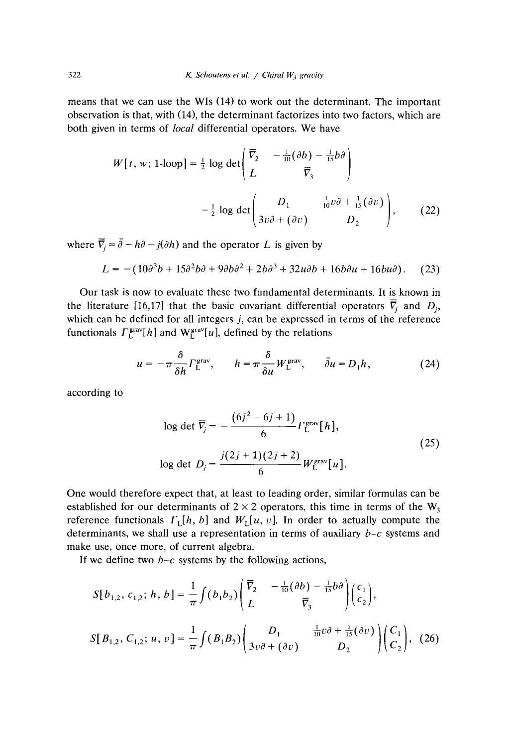means that we can use the WIs (14) to work out the determinant. The important observation is that, with (14), the determinant factorizes into two factors, which are both given in terms of *local* differential operators. We have

$$
W[t, w; \text{1-loop}] = \tfrac{1}{2} \log \det \begin{pmatrix} \bar{\nabla}_2 & -\frac{1}{10}(\partial b) - \frac{1}{15} b\partial \\ L & \bar{\nabla}_3 \end{pmatrix}
$$

$$
- \tfrac{1}{2} \log \det \begin{pmatrix} D_1 & \frac{1}{10} v\partial + \frac{1}{15}(\partial v) \\ 3v\partial + (\partial v) & D_2 \end{pmatrix}, \tag{22}
$$

where $\bar{\nabla}_j = \bar{\partial} - h\partial - j(\partial h)$ and the operator $L$ is given by

$$
L = -(10\partial^3 b + 15\partial^2 b\partial + 9\partial b\partial^2 + 2b\partial^3 + 32u\partial b + 16b\partial u + 16bu\partial). \tag{23}
$$

Our task is now to evaluate these two fundamental determinants. It is known in the literature [16,17] that the basic covariant differential operators $\bar{\nabla}_j$ and $D_j$, which can be defined for all integers $j$, can be expressed in terms of the reference functionals $\Gamma_{\mathrm{L}}^{\mathrm{grav}}[h]$ and $W_{\mathrm{L}}^{\mathrm{grav}}[u]$, defined by the relations

$$
u = -\pi \frac{\delta}{\delta h} \Gamma_{\mathrm{L}}^{\mathrm{grav}}, \qquad h = \pi \frac{\delta}{\delta u} W_{\mathrm{L}}^{\mathrm{grav}}, \qquad \bar{\partial} u = D_1 h, \tag{24}
$$

according to

$$
\begin{aligned}
\log \det \bar{\nabla}_j &= -\frac{(6j^2 - 6j + 1)}{6} \Gamma_{\mathrm{L}}^{\mathrm{grav}}[h], \\
\log \det D_j &= \frac{j(2j+1)(2j+2)}{6} W_{\mathrm{L}}^{\mathrm{grav}}[u].
\end{aligned} \tag{25}
$$

One would therefore expect that, at least to leading order, similar formulas can be established for our determinants of $2 \times 2$ operators, this time in terms of the $W_3$ reference functionals $\Gamma_{\mathrm{L}}[h, b]$ and $W_{\mathrm{L}}[u, v]$. In order to actually compute the determinants, we shall use a representation in terms of auxiliary $b$–$c$ systems and make use, once more, of current algebra.

If we define two $b$–$c$ systems by the following actions,

$$
S[b_{1,2}, c_{1,2}; h, b] = \frac{1}{\pi} \int (b_1 b_2) \begin{pmatrix} \bar{\nabla}_2 & -\frac{1}{10}(\partial b) - \frac{1}{15} b\partial \\ L & \bar{\nabla}_3 \end{pmatrix} \begin{pmatrix} c_1 \\ c_2 \end{pmatrix},
$$

$$
S[B_{1,2}, C_{1,2}; u, v] = \frac{1}{\pi} \int (B_1 B_2) \begin{pmatrix} D_1 & \frac{1}{10} v\partial + \frac{1}{15}(\partial v) \\ 3v\partial + (\partial v) & D_2 \end{pmatrix} \begin{pmatrix} C_1 \\ C_2 \end{pmatrix}, \tag{26}
$$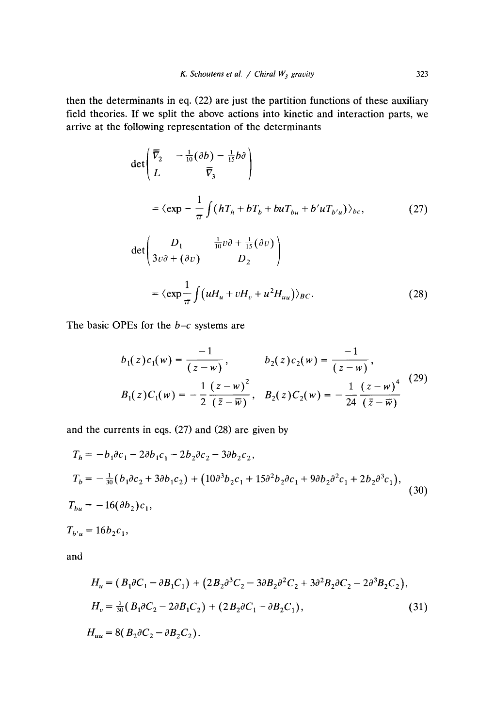then the determinants in eq. (22) are just the partition functions of these auxiliary field theories. If we split the above actions into kinetic and interaction parts, we arrive at the following representation of the determinants

$$\det\begin{pmatrix} \bar{\nabla}_2 & -\frac{1}{10}(\partial b) - \frac{1}{15}b\partial \\ L & \bar{\nabla}_3 \end{pmatrix}$$

$$= \langle \exp - \frac{1}{\pi}\int (hT_h + bT_b + buT_{bu} + b'uT_{b'u}) \rangle_{bc}, \tag{27}$$

$$\det\begin{pmatrix} D_1 & \frac{1}{10}v\partial + \frac{1}{15}(\partial v) \\ 3v\partial + (\partial v) & D_2 \end{pmatrix}$$

$$= \langle \exp \frac{1}{\pi}\int (uH_u + vH_v + u^2 H_{uu}) \rangle_{BC}. \tag{28}$$

The basic OPEs for the $b$–$c$ systems are

$$\begin{aligned} b_1(z)c_1(w) &= \frac{-1}{(z-w)}, & b_2(z)c_2(w) &= \frac{-1}{(z-w)}, \\ B_1(z)C_1(w) &= -\frac{1}{2}\frac{(z-w)^2}{(\bar{z}-\bar{w})}, & B_2(z)C_2(w) &= -\frac{1}{24}\frac{(z-w)^4}{(\bar{z}-\bar{w})} \end{aligned} \tag{29}$$

and the currents in eqs. (27) and (28) are given by

$$\begin{aligned} T_h &= -b_1\partial c_1 - 2\partial b_1 c_1 - 2b_2\partial c_2 - 3\partial b_2 c_2, \\ T_b &= -\tfrac{1}{30}(b_1\partial c_2 + 3\partial b_1 c_2) + (10\partial^3 b_2 c_1 + 15\partial^2 b_2\partial c_1 + 9\partial b_2\partial^2 c_1 + 2b_2\partial^3 c_1), \\ T_{bu} &= -16(\partial b_2)c_1, \\ T_{b'u} &= 16 b_2 c_1, \end{aligned} \tag{30}$$

and

$$\begin{aligned} H_u &= (B_1\partial C_1 - \partial B_1 C_1) + (2B_2\partial^3 C_2 - 3\partial B_2\partial^2 C_2 + 3\partial^2 B_2\partial C_2 - 2\partial^3 B_2 C_2), \\ H_v &= \tfrac{1}{30}(B_1\partial C_2 - 2\partial B_1 C_2) + (2B_2\partial C_1 - \partial B_2 C_1), \\ H_{uu} &= 8(B_2\partial C_2 - \partial B_2 C_2). \end{aligned} \tag{31}$$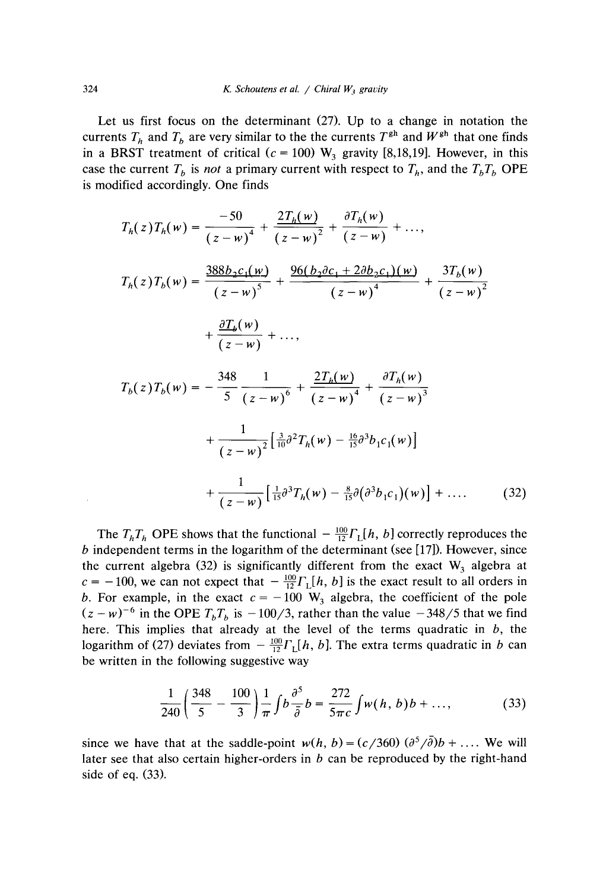Let us first focus on the determinant (27). Up to a change in notation the currents $T_h$ and $T_b$ are very similar to the the currents $T^{\mathrm{gh}}$ and $W^{\mathrm{gh}}$ that one finds in a BRST treatment of critical ($c = 100$) $\mathrm{W}_3$ gravity [8,18,19]. However, in this case the current $T_b$ is *not* a primary current with respect to $T_h$, and the $T_b T_b$ OPE is modified accordingly. One finds

$$
\begin{aligned}
T_h(z)T_h(w) &= \frac{-50}{(z-w)^4} + \frac{2T_h(w)}{(z-w)^2} + \frac{\partial T_h(w)}{(z-w)} + \ldots, \\
T_h(z)T_b(w) &= \frac{388 b_2 c_1(w)}{(z-w)^5} + \frac{96(b_2\partial c_1 + 2\partial b_2 c_1)(w)}{(z-w)^4} + \frac{3T_b(w)}{(z-w)^2} \\
&\quad + \frac{\partial T_b(w)}{(z-w)} + \ldots, \\
T_b(z)T_b(w) &= -\frac{348}{5}\frac{1}{(z-w)^6} + \frac{2T_h(w)}{(z-w)^4} + \frac{\partial T_h(w)}{(z-w)^3} \\
&\quad + \frac{1}{(z-w)^2}\left[\tfrac{3}{10}\partial^2 T_h(w) - \tfrac{16}{15}\partial^3 b_1 c_1(w)\right] \\
&\quad + \frac{1}{(z-w)}\left[\tfrac{1}{15}\partial^3 T_h(w) - \tfrac{8}{15}\partial(\partial^3 b_1 c_1)(w)\right] + \ldots.
\end{aligned}
\tag{32}
$$

The $T_h T_h$ OPE shows that the functional $-\frac{100}{12}\Gamma_{\mathrm{L}}[h, b]$ correctly reproduces the $b$ independent terms in the logarithm of the determinant (see [17]). However, since the current algebra (32) is significantly different from the exact $\mathrm{W}_3$ algebra at $c = -100$, we can not expect that $-\frac{100}{12}\Gamma_{\mathrm{L}}[h, b]$ is the exact result to all orders in $b$. For example, in the exact $c = -100$ $\mathrm{W}_3$ algebra, the coefficient of the pole $(z-w)^{-6}$ in the OPE $T_b T_b$ is $-100/3$, rather than the value $-348/5$ that we find here. This implies that already at the level of the terms quadratic in $b$, the logarithm of (27) deviates from $-\frac{100}{12}\Gamma_{\mathrm{L}}[h, b]$. The extra terms quadratic in $b$ can be written in the following suggestive way

$$
\frac{1}{240}\left(\frac{348}{5} - \frac{100}{3}\right)\frac{1}{\pi}\int b \frac{\partial^5}{\bar{\partial}} b = \frac{272}{5\pi c}\int w(h, b) b + \ldots,
\tag{33}
$$

since we have that at the saddle-point $w(h, b) = (c/360)\,(\partial^5/\bar{\partial})b + \ldots$. We will later see that also certain higher-orders in $b$ can be reproduced by the right-hand side of eq. (33).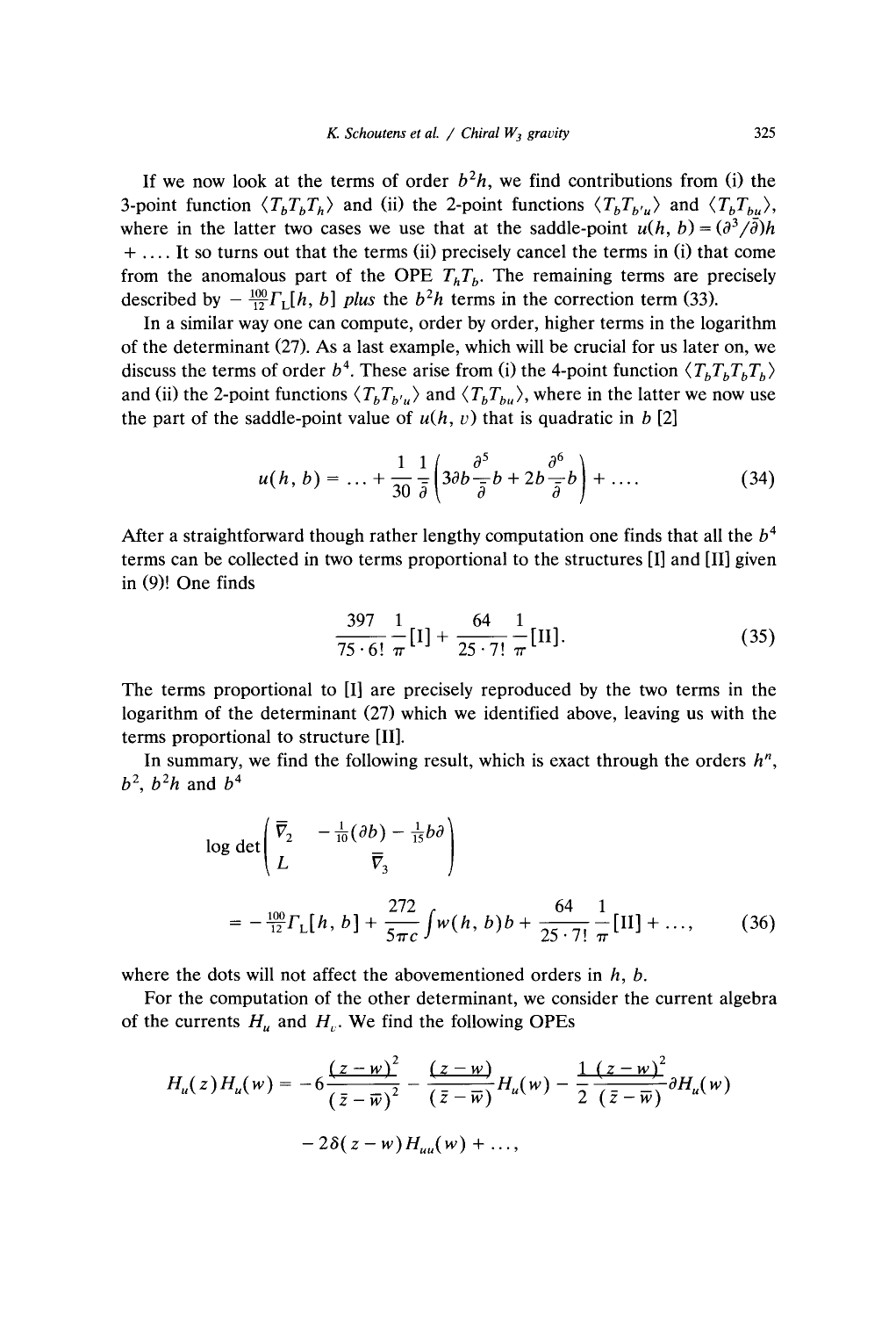If we now look at the terms of order $b^2h$, we find contributions from (i) the 3-point function $\langle T_b T_b T_h \rangle$ and (ii) the 2-point functions $\langle T_b T_{b'u} \rangle$ and $\langle T_b T_{bu} \rangle$, where in the latter two cases we use that at the saddle-point $u(h, b) = (\partial^3/\bar{\partial})h + \dots$. It so turns out that the terms (ii) precisely cancel the terms in (i) that come from the anomalous part of the OPE $T_h T_b$. The remaining terms are precisely described by $-\frac{100}{12}\Gamma_L[h, b]$ *plus* the $b^2h$ terms in the correction term (33).

In a similar way one can compute, order by order, higher terms in the logarithm of the determinant (27). As a last example, which will be crucial for us later on, we discuss the terms of order $b^4$. These arise from (i) the 4-point function $\langle T_b T_b T_b T_b \rangle$ and (ii) the 2-point functions $\langle T_b T_{b'u} \rangle$ and $\langle T_b T_{bu} \rangle$, where in the latter we now use the part of the saddle-point value of $u(h, v)$ that is quadratic in $b$ [2]

$$u(h, b) = \dots + \frac{1}{30}\frac{1}{\bar{\partial}}\left(3\partial b \frac{\partial^5}{\bar{\partial}} b + 2b\frac{\partial^6}{\bar{\partial}} b\right) + \dots . \tag{34}$$

After a straightforward though rather lengthy computation one finds that all the $b^4$ terms can be collected in two terms proportional to the structures [I] and [II] given in (9)! One finds

$$\frac{397}{75 \cdot 6!}\frac{1}{\pi}[\mathrm{I}] + \frac{64}{25 \cdot 7!}\frac{1}{\pi}[\mathrm{II}]. \tag{35}$$

The terms proportional to [I] are precisely reproduced by the two terms in the logarithm of the determinant (27) which we identified above, leaving us with the terms proportional to structure [II].

In summary, we find the following result, which is exact through the orders $h^n$, $b^2$, $b^2h$ and $b^4$

$$\log \det \begin{pmatrix} \overline{\nabla}_2 & -\frac{1}{10}(\partial b) - \frac{1}{15} b \partial \\ L & \overline{\nabla}_3 \end{pmatrix}$$

$$= -\tfrac{100}{12}\Gamma_L[h, b] + \frac{272}{5\pi c}\int w(h, b) b + \frac{64}{25 \cdot 7!}\frac{1}{\pi}[\mathrm{II}] + \dots, \tag{36}$$

where the dots will not affect the abovementioned orders in $h$, $b$.

For the computation of the other determinant, we consider the current algebra of the currents $H_u$ and $H_v$. We find the following OPEs

$$H_u(z)H_u(w) = -6\frac{(z-w)^2}{(\bar{z}-\bar{w})^2} - \frac{(z-w)}{(\bar{z}-\bar{w})}H_u(w) - \frac{1}{2}\frac{(z-w)^2}{(\bar{z}-\bar{w})}\partial H_u(w)$$

$$- 2\delta(z-w)H_{uu}(w) + \dots,$$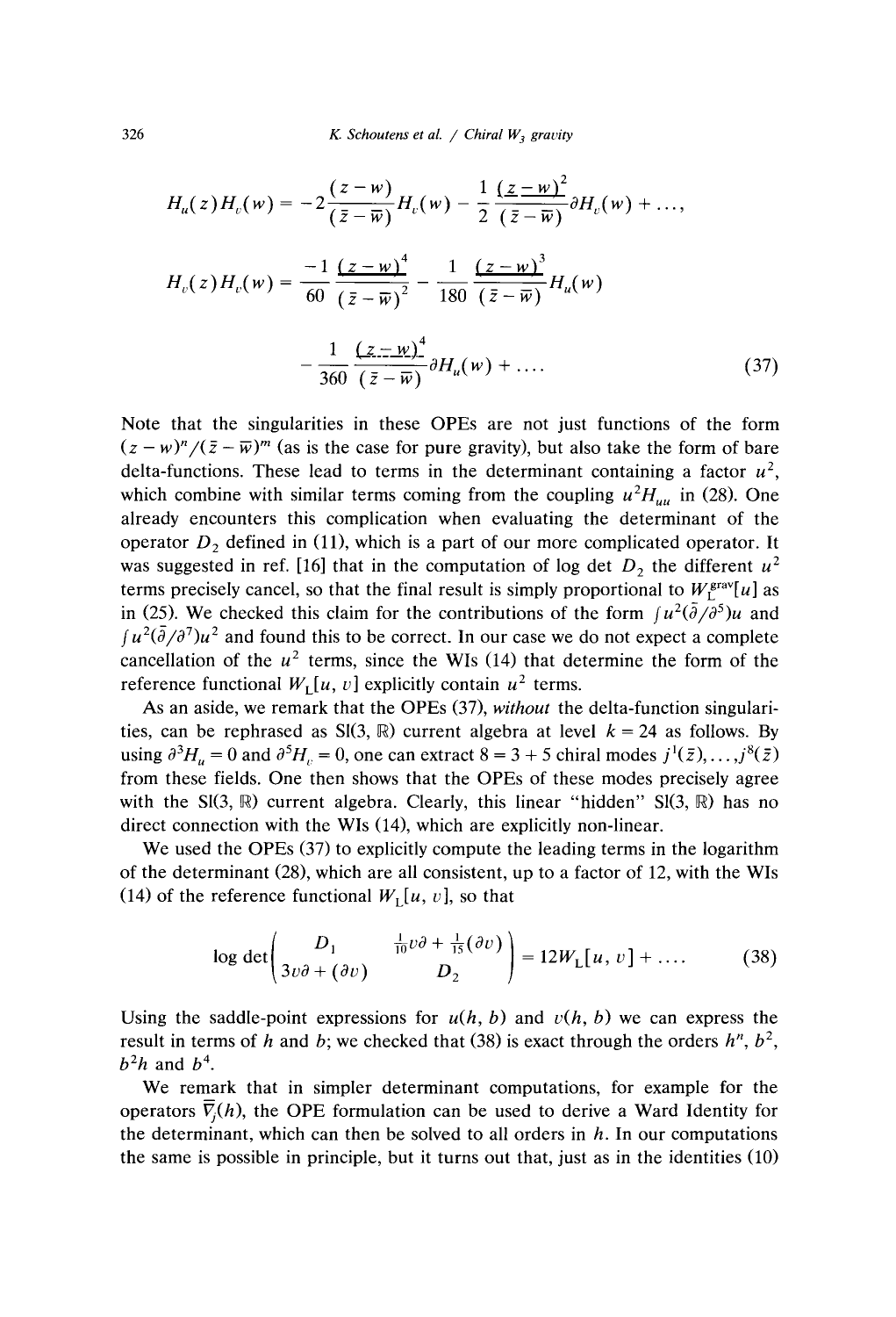$$H_u(z)H_v(w) = -2\frac{(z-w)}{(\bar{z}-\bar{w})}H_v(w) - \frac{1}{2}\frac{(z-w)^2}{(\bar{z}-\bar{w})}\partial H_v(w) + \dots,$$

$$H_v(z)H_v(w) = \frac{-1}{60}\frac{(z-w)^4}{(\bar{z}-\bar{w})^2} - \frac{1}{180}\frac{(z-w)^3}{(\bar{z}-\bar{w})}H_u(w)$$

$$-\frac{1}{360}\frac{(z-w)^4}{(\bar{z}-\bar{w})}\partial H_u(w) + \dots. \tag{37}$$

Note that the singularities in these OPEs are not just functions of the form $(z-w)^n/(\bar{z}-\bar{w})^m$ (as is the case for pure gravity), but also take the form of bare delta-functions. These lead to terms in the determinant containing a factor $u^2$, which combine with similar terms coming from the coupling $u^2 H_{uu}$ in (28). One already encounters this complication when evaluating the determinant of the operator $D_2$ defined in (11), which is a part of our more complicated operator. It was suggested in ref. [16] that in the computation of log det $D_2$ the different $u^2$ terms precisely cancel, so that the final result is simply proportional to $W_L^{\mathrm{grav}}[u]$ as in (25). We checked this claim for the contributions of the form $\int u^2(\bar{\partial}/\partial^5)u$ and $\int u^2(\bar{\partial}/\partial^7)u^2$ and found this to be correct. In our case we do not expect a complete cancellation of the $u^2$ terms, since the WIs (14) that determine the form of the reference functional $W_L[u, v]$ explicitly contain $u^2$ terms.

As an aside, we remark that the OPEs (37), *without* the delta-function singularities, can be rephrased as Sl(3, $\mathbb{R}$) current algebra at level $k = 24$ as follows. By using $\partial^3 H_u = 0$ and $\partial^5 H_v = 0$, one can extract $8 = 3 + 5$ chiral modes $j^1(\bar{z}), \dots, j^8(\bar{z})$ from these fields. One then shows that the OPEs of these modes precisely agree with the Sl(3, $\mathbb{R}$) current algebra. Clearly, this linear "hidden" Sl(3, $\mathbb{R}$) has no direct connection with the WIs (14), which are explicitly non-linear.

We used the OPEs (37) to explicitly compute the leading terms in the logarithm of the determinant (28), which are all consistent, up to a factor of 12, with the WIs (14) of the reference functional $W_L[u, v]$, so that

$$\log\det\begin{pmatrix} D_1 & \frac{1}{10}v\partial + \frac{1}{15}(\partial v) \\ 3v\partial + (\partial v) & D_2 \end{pmatrix} = 12 W_L[u, v] + \dots. \tag{38}$$

Using the saddle-point expressions for $u(h, b)$ and $v(h, b)$ we can express the result in terms of $h$ and $b$; we checked that (38) is exact through the orders $h^n$, $b^2$, $b^2 h$ and $b^4$.

We remark that in simpler determinant computations, for example for the operators $\overline{\nabla}_j(h)$, the OPE formulation can be used to derive a Ward Identity for the determinant, which can then be solved to all orders in $h$. In our computations the same is possible in principle, but it turns out that, just as in the identities (10)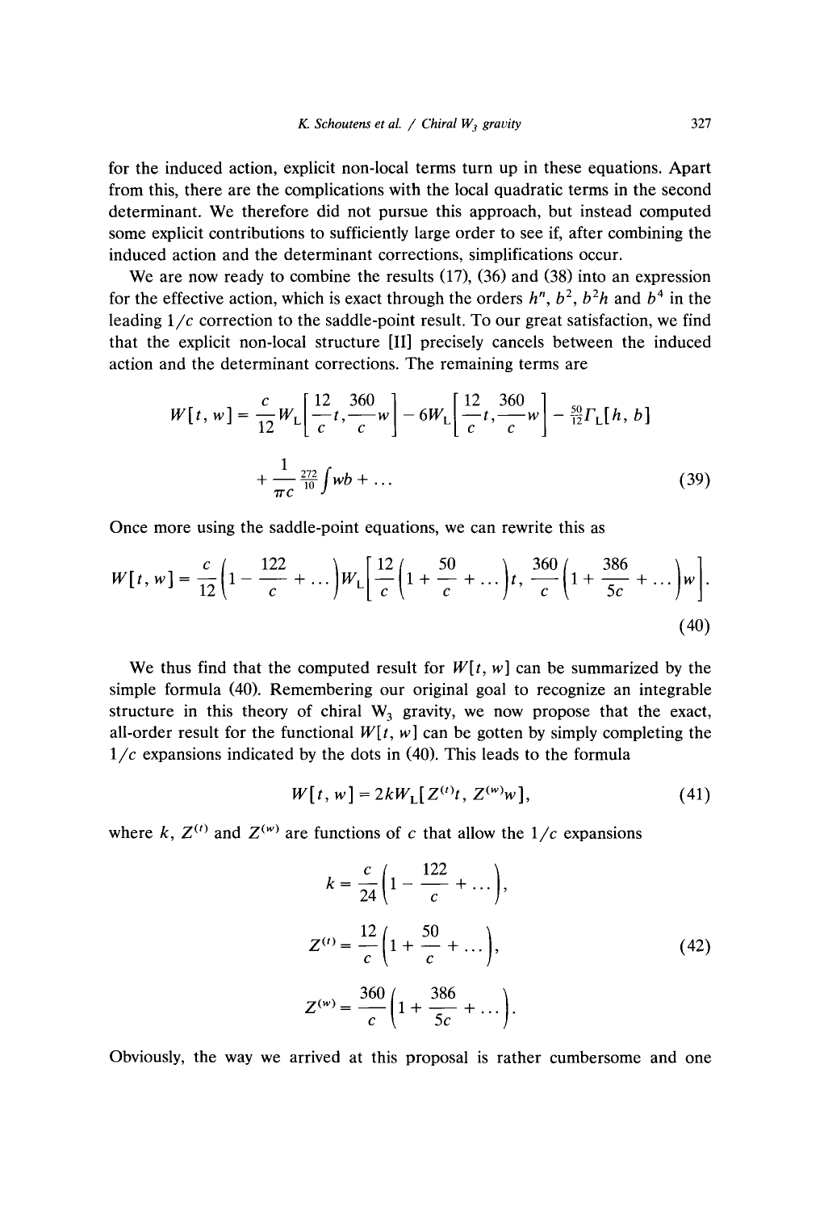for the induced action, explicit non-local terms turn up in these equations. Apart from this, there are the complications with the local quadratic terms in the second determinant. We therefore did not pursue this approach, but instead computed some explicit contributions to sufficiently large order to see if, after combining the induced action and the determinant corrections, simplifications occur.

We are now ready to combine the results (17), (36) and (38) into an expression for the effective action, which is exact through the orders $h^n$, $b^2$, $b^2 h$ and $b^4$ in the leading $1/c$ correction to the saddle-point result. To our great satisfaction, we find that the explicit non-local structure [II] precisely cancels between the induced action and the determinant corrections. The remaining terms are

$$W[t, w] = \frac{c}{12} W_{\mathrm{L}}\left[\frac{12}{c} t, \frac{360}{c} w\right] - 6 W_{\mathrm{L}}\left[\frac{12}{c} t, \frac{360}{c} w\right] - \tfrac{50}{12} \Gamma_{\mathrm{L}}[h, b]$$
$$+ \frac{1}{\pi c} \tfrac{272}{10} \int w b + \dots \tag{39}$$

Once more using the saddle-point equations, we can rewrite this as

$$W[t, w] = \frac{c}{12}\left(1 - \frac{122}{c} + \dots\right) W_{\mathrm{L}}\left[\frac{12}{c}\left(1 + \frac{50}{c} + \dots\right) t, \frac{360}{c}\left(1 + \frac{386}{5c} + \dots\right) w\right]. \tag{40}$$

We thus find that the computed result for $W[t, w]$ can be summarized by the simple formula (40). Remembering our original goal to recognize an integrable structure in this theory of chiral $W_3$ gravity, we now propose that the exact, all-order result for the functional $W[t, w]$ can be gotten by simply completing the $1/c$ expansions indicated by the dots in (40). This leads to the formula

$$W[t, w] = 2k W_{\mathrm{L}}[Z^{(t)} t, Z^{(w)} w], \tag{41}$$

where $k$, $Z^{(t)}$ and $Z^{(w)}$ are functions of $c$ that allow the $1/c$ expansions

$$k = \frac{c}{24}\left(1 - \frac{122}{c} + \dots\right),$$
$$Z^{(t)} = \frac{12}{c}\left(1 + \frac{50}{c} + \dots\right), \tag{42}$$
$$Z^{(w)} = \frac{360}{c}\left(1 + \frac{386}{5c} + \dots\right).$$

Obviously, the way we arrived at this proposal is rather cumbersome and one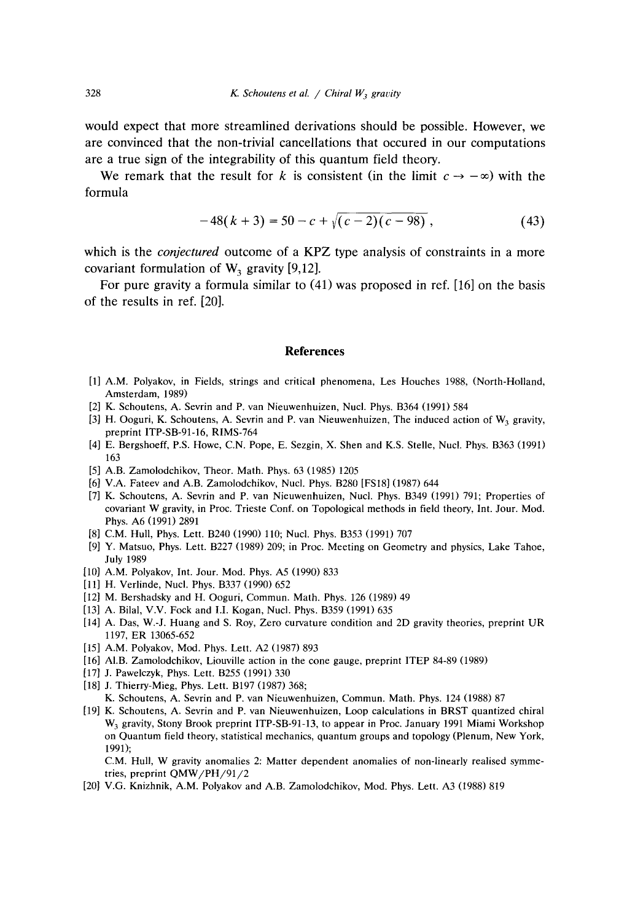would expect that more streamlined derivations should be possible. However, we are convinced that the non-trivial cancellations that occured in our computations are a true sign of the integrability of this quantum field theory.

We remark that the result for $k$ is consistent (in the limit $c \to -\infty$) with the formula

$$-48(k+3) = 50 - c + \sqrt{(c-2)(c-98)}\,, \tag{43}$$

which is the *conjectured* outcome of a KPZ type analysis of constraints in a more covariant formulation of $W_3$ gravity [9,12].

For pure gravity a formula similar to (41) was proposed in ref. [16] on the basis of the results in ref. [20].

## References

[1] A.M. Polyakov, in Fields, strings and critical phenomena, Les Houches 1988, (North-Holland, Amsterdam, 1989)

[2] K. Schoutens, A. Sevrin and P. van Nieuwenhuizen, Nucl. Phys. B364 (1991) 584

[3] H. Ooguri, K. Schoutens, A. Sevrin and P. van Nieuwenhuizen, The induced action of $W_3$ gravity, preprint ITP-SB-91-16, RIMS-764

[4] E. Bergshoeff, P.S. Howe, C.N. Pope, E. Sezgin, X. Shen and K.S. Stelle, Nucl. Phys. B363 (1991) 163

[5] A.B. Zamolodchikov, Theor. Math. Phys. 63 (1985) 1205

[6] V.A. Fateev and A.B. Zamolodchikov, Nucl. Phys. B280 [FS18] (1987) 644

[7] K. Schoutens, A. Sevrin and P. van Nieuwenhuizen, Nucl. Phys. B349 (1991) 791; Properties of covariant W gravity, in Proc. Trieste Conf. on Topological methods in field theory, Int. Jour. Mod. Phys. A6 (1991) 2891

[8] C.M. Hull, Phys. Lett. B240 (1990) 110; Nucl. Phys. B353 (1991) 707

[9] Y. Matsuo, Phys. Lett. B227 (1989) 209; in Proc. Meeting on Geometry and physics, Lake Tahoe, July 1989

[10] A.M. Polyakov, Int. Jour. Mod. Phys. A5 (1990) 833

[11] H. Verlinde, Nucl. Phys. B337 (1990) 652

[12] M. Bershadsky and H. Ooguri, Commun. Math. Phys. 126 (1989) 49

[13] A. Bilal, V.V. Fock and I.I. Kogan, Nucl. Phys. B359 (1991) 635

[14] A. Das, W.-J. Huang and S. Roy, Zero curvature condition and 2D gravity theories, preprint UR 1197, ER 13065-652

[15] A.M. Polyakov, Mod. Phys. Lett. A2 (1987) 893

[16] Al.B. Zamolodchikov, Liouville action in the cone gauge, preprint ITEP 84-89 (1989)

[17] J. Pawelczyk, Phys. Lett. B255 (1991) 330

[18] J. Thierry-Mieg, Phys. Lett. B197 (1987) 368;
K. Schoutens, A. Sevrin and P. van Nieuwenhuizen, Commun. Math. Phys. 124 (1988) 87

[19] K. Schoutens, A. Sevrin and P. van Nieuwenhuizen, Loop calculations in BRST quantized chiral $W_3$ gravity, Stony Brook preprint ITP-SB-91-13, to appear in Proc. January 1991 Miami Workshop on Quantum field theory, statistical mechanics, quantum groups and topology (Plenum, New York, 1991);
C.M. Hull, W gravity anomalies 2: Matter dependent anomalies of non-linearly realised symmetries, preprint QMW/PH/91/2

[20] V.G. Knizhnik, A.M. Polyakov and A.B. Zamolodchikov, Mod. Phys. Lett. A3 (1988) 819